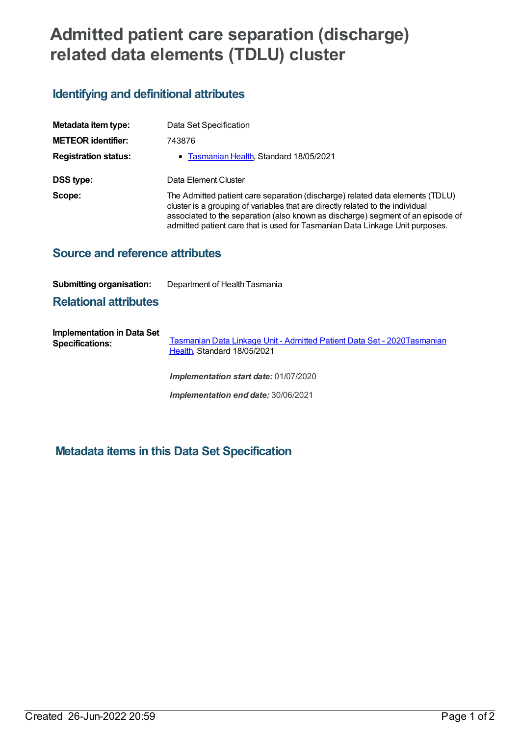# Admitted patient care separation (discharge) related data elements (TDLU) cluster

## Identifying and definitional attributes

| | |
|---|---|
| **Metadata item type:** | Data Set Specification |
| **METEOR identifier:** | 743876 |
| **Registration status:** | • Tasmanian Health, Standard 18/05/2021 |
| **DSS type:** | Data Element Cluster |
| **Scope:** | The Admitted patient care separation (discharge) related data elements (TDLU) cluster is a grouping of variables that are directly related to the individual associated to the separation (also known as discharge) segment of an episode of admitted patient care that is used for Tasmanian Data Linkage Unit purposes. |

## Source and reference attributes

**Submitting organisation:** Department of Health Tasmania

## Relational attributes

**Implementation in Data Set Specifications:**

Tasmanian Data Linkage Unit - Admitted Patient Data Set - 2020Tasmanian Health, Standard 18/05/2021

*Implementation start date:* 01/07/2020

*Implementation end date:* 30/06/2021

## Metadata items in this Data Set Specification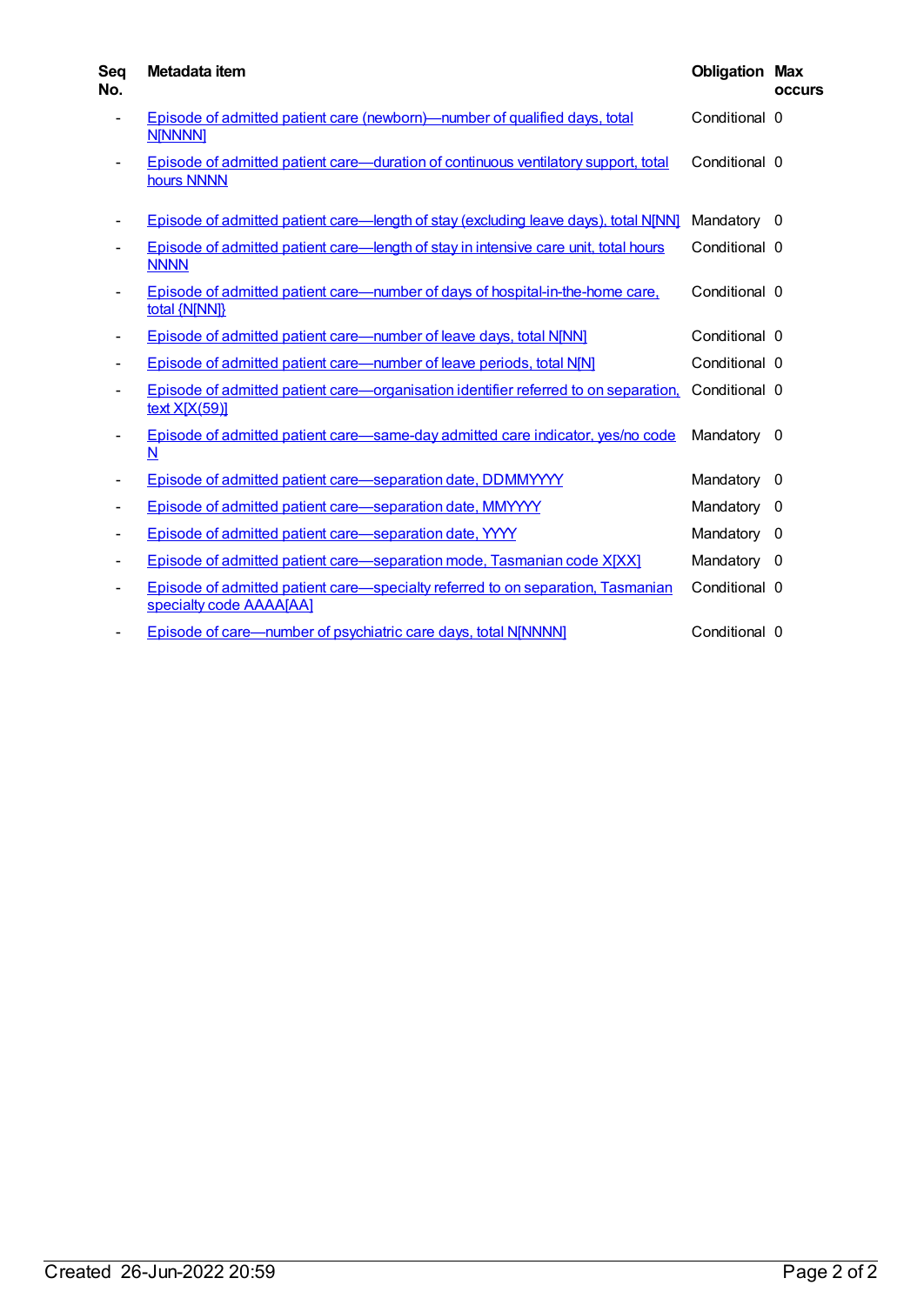| Seq No. | Metadata item | Obligation | Max occurs |
| --- | --- | --- | --- |
| - | Episode of admitted patient care (newborn)—number of qualified days, total N[NNNN] | Conditional | 0 |
| - | Episode of admitted patient care—duration of continuous ventilatory support, total hours NNNN | Conditional | 0 |
| - | Episode of admitted patient care—length of stay (excluding leave days), total N[NN] | Mandatory | 0 |
| - | Episode of admitted patient care—length of stay in intensive care unit, total hours NNNN | Conditional | 0 |
| - | Episode of admitted patient care—number of days of hospital-in-the-home care, total {N[NN]} | Conditional | 0 |
| - | Episode of admitted patient care—number of leave days, total N[NN] | Conditional | 0 |
| - | Episode of admitted patient care—number of leave periods, total N[N] | Conditional | 0 |
| - | Episode of admitted patient care—organisation identifier referred to on separation, text X[X(59)] | Conditional | 0 |
| - | Episode of admitted patient care—same-day admitted care indicator, yes/no code N | Mandatory | 0 |
| - | Episode of admitted patient care—separation date, DDMMYYYY | Mandatory | 0 |
| - | Episode of admitted patient care—separation date, MMYYYY | Mandatory | 0 |
| - | Episode of admitted patient care—separation date, YYYY | Mandatory | 0 |
| - | Episode of admitted patient care—separation mode, Tasmanian code X[XX] | Mandatory | 0 |
| - | Episode of admitted patient care—specialty referred to on separation, Tasmanian specialty code AAAA[AA] | Conditional | 0 |
| - | Episode of care—number of psychiatric care days, total N[NNNN] | Conditional | 0 |